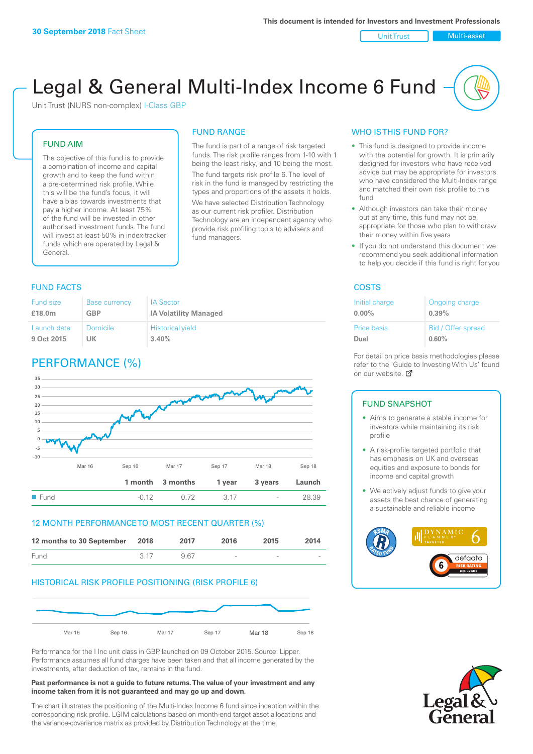This document is intended for Investors and Investment Professionals

**30 September 2018** Fact Sheet

Unit Trust | Multi-asset

# Legal & General Multi-Index Income 6 Fund

Unit Trust (NURS non-complex) I-Class GBP

## FUND AIM

The objective of this fund is to provide a combination of income and capital growth and to keep the fund within a pre-determined risk profile. While this will be the fund's focus, it will have a bias towards investments that pay a higher income. At least 75% of the fund will be invested in other authorised investment funds. The fund will invest at least 50% in index-tracker funds which are operated by Legal & General.

## FUND RANGE

The fund is part of a range of risk targeted funds. The risk profile ranges from 1-10 with 1 being the least risky, and 10 being the most.

The fund targets risk profile 6. The level of risk in the fund is managed by restricting the types and proportions of the assets it holds.

We have selected Distribution Technology as our current risk profiler. Distribution Technology are an independent agency who provide risk profiling tools to advisers and fund managers.

## WHO IS THIS FUND FOR?

- This fund is designed to provide income with the potential for growth. It is primarily designed for investors who have received advice but may be appropriate for investors who have considered the Multi-Index range and matched their own risk profile to this fund
- Although investors can take their money out at any time, this fund may not be appropriate for those who plan to withdraw their money within five years
- If you do not understand this document we recommend you seek additional information to help you decide if this fund is right for you

## FUND FACTS

| Fund size | Base currency | IA Sector |
|---|---|---|
| **£18.0m** | **GBP** | **IA Volatility Managed** |
| **Launch date** | **Domicile** | **Historical yield** |
| **9 Oct 2015** | **UK** | **3.40%** |

## COSTS

| Initial charge | Ongoing charge |
|---|---|
| **0.00%** | **0.39%** |
| **Price basis** | **Bid / Offer spread** |
| **Dual** | **0.60%** |

For detail on price basis methodologies please refer to the 'Guide to Investing With Us' found on our website.

## PERFORMANCE (%)

| | 1 month | 3 months | 1 year | 3 years | Launch |
|---|---|---|---|---|---|
| Fund | -0.12 | 0.72 | 3.17 | - | 28.39 |

## 12 MONTH PERFORMANCE TO MOST RECENT QUARTER (%)

| 12 months to 30 September | 2018 | 2017 | 2016 | 2015 | 2014 |
|---|---|---|---|---|---|
| Fund | 3.17 | 9.67 | - | - | - |

## HISTORICAL RISK PROFILE POSITIONING (RISK PROFILE 6)

Performance for the I Inc unit class in GBP, launched on 09 October 2015. Source: Lipper. Performance assumes all fund charges have been taken and that all income generated by the investments, after deduction of tax, remains in the fund.

**Past performance is not a guide to future returns. The value of your investment and any income taken from it is not guaranteed and may go up and down.**

The chart illustrates the positioning of the Multi-Index Income 6 fund since inception within the corresponding risk profile. LGIM calculations based on month-end target asset allocations and the variance-covariance matrix as provided by Distribution Technology at the time.

## FUND SNAPSHOT

- Aims to generate a stable income for investors while maintaining its risk profile
- A risk-profile targeted portfolio that has emphasis on UK and overseas equities and exposure to bonds for income and capital growth
- We actively adjust funds to give your assets the best chance of generating a sustainable and reliable income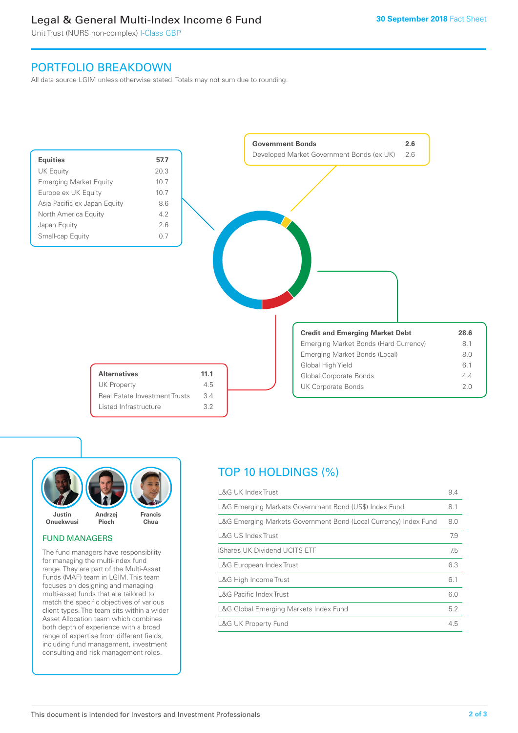# Legal & General Multi-Index Income 6 Fund

Unit Trust (NURS non-complex) I-Class GBP

30 September 2018 Fact Sheet

## PORTFOLIO BREAKDOWN

All data source LGIM unless otherwise stated. Totals may not sum due to rounding.

| **Equities** | **57.7** |
|---|---|
| UK Equity | 20.3 |
| Emerging Market Equity | 10.7 |
| Europe ex UK Equity | 10.7 |
| Asia Pacific ex Japan Equity | 8.6 |
| North America Equity | 4.2 |
| Japan Equity | 2.6 |
| Small-cap Equity | 0.7 |

| **Government Bonds** | **2.6** |
|---|---|
| Developed Market Government Bonds (ex UK) | 2.6 |

| **Credit and Emerging Market Debt** | **28.6** |
|---|---|
| Emerging Market Bonds (Hard Currency) | 8.1 |
| Emerging Market Bonds (Local) | 8.0 |
| Global High Yield | 6.1 |
| Global Corporate Bonds | 4.4 |
| UK Corporate Bonds | 2.0 |

| **Alternatives** | **11.1** |
|---|---|
| UK Property | 4.5 |
| Real Estate Investment Trusts | 3.4 |
| Listed Infrastructure | 3.2 |

Justin Onuekwusi, Andrzej Pioch, Francis Chua

### FUND MANAGERS

The fund managers have responsibility for managing the multi-index fund range. They are part of the Multi-Asset Funds (MAF) team in LGIM. This team focuses on designing and managing multi-asset funds that are tailored to match the specific objectives of various client types. The team sits within a wider Asset Allocation team which combines both depth of experience with a broad range of expertise from different fields, including fund management, investment consulting and risk management roles.

## TOP 10 HOLDINGS (%)

| Holding | % |
|---|---|
| L&G UK Index Trust | 9.4 |
| L&G Emerging Markets Government Bond (US$) Index Fund | 8.1 |
| L&G Emerging Markets Government Bond (Local Currency) Index Fund | 8.0 |
| L&G US Index Trust | 7.9 |
| iShares UK Dividend UCITS ETF | 7.5 |
| L&G European Index Trust | 6.3 |
| L&G High Income Trust | 6.1 |
| L&G Pacific Index Trust | 6.0 |
| L&G Global Emerging Markets Index Fund | 5.2 |
| L&G UK Property Fund | 4.5 |

This document is intended for Investors and Investment Professionals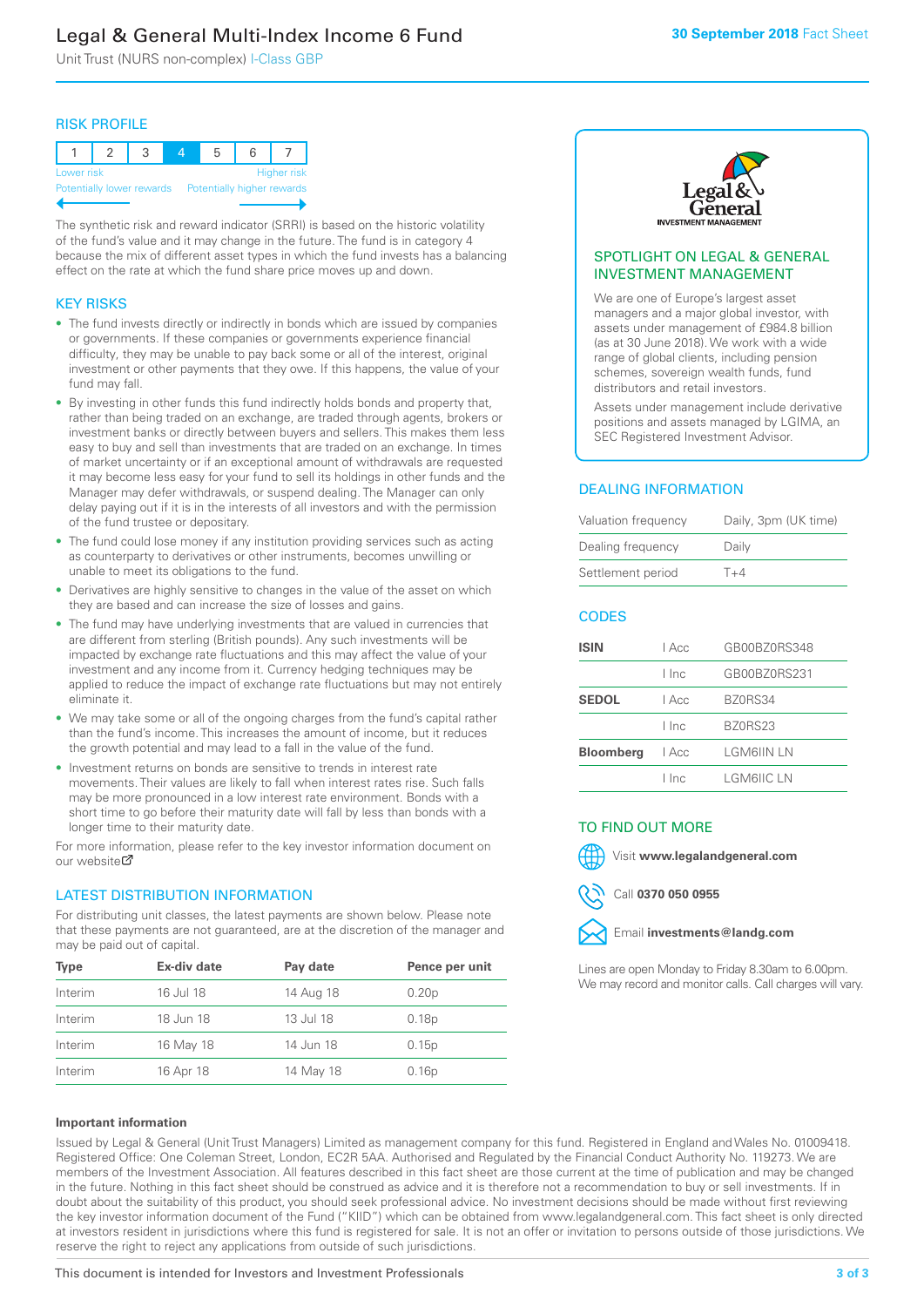# Legal & General Multi-Index Income 6 Fund

Unit Trust (NURS non-complex) I-Class GBP

30 September 2018 Fact Sheet

## RISK PROFILE

| 1 | 2 | 3 | 4 | 5 | 6 | 7 |
|---|---|---|---|---|---|---|

Lower risk — Higher risk

Potentially lower rewards — Potentially higher rewards

The synthetic risk and reward indicator (SRRI) is based on the historic volatility of the fund's value and it may change in the future. The fund is in category 4 because the mix of different asset types in which the fund invests has a balancing effect on the rate at which the fund share price moves up and down.

## KEY RISKS

- The fund invests directly or indirectly in bonds which are issued by companies or governments. If these companies or governments experience financial difficulty, they may be unable to pay back some or all of the interest, original investment or other payments that they owe. If this happens, the value of your fund may fall.
- By investing in other funds this fund indirectly holds bonds and property that, rather than being traded on an exchange, are traded through agents, brokers or investment banks or directly between buyers and sellers. This makes them less easy to buy and sell than investments that are traded on an exchange. In times of market uncertainty or if an exceptional amount of withdrawals are requested it may become less easy for your fund to sell its holdings in other funds and the Manager may defer withdrawals, or suspend dealing. The Manager can only delay paying out if it is in the interests of all investors and with the permission of the fund trustee or depositary.
- The fund could lose money if any institution providing services such as acting as counterparty to derivatives or other instruments, becomes unwilling or unable to meet its obligations to the fund.
- Derivatives are highly sensitive to changes in the value of the asset on which they are based and can increase the size of losses and gains.
- The fund may have underlying investments that are valued in currencies that are different from sterling (British pounds). Any such investments will be impacted by exchange rate fluctuations and this may affect the value of your investment and any income from it. Currency hedging techniques may be applied to reduce the impact of exchange rate fluctuations but may not entirely eliminate it.
- We may take some or all of the ongoing charges from the fund's capital rather than the fund's income. This increases the amount of income, but it reduces the growth potential and may lead to a fall in the value of the fund.
- Investment returns on bonds are sensitive to trends in interest rate movements. Their values are likely to fall when interest rates rise. Such falls may be more pronounced in a low interest rate environment. Bonds with a short time to go before their maturity date will fall by less than bonds with a longer time to their maturity date.

For more information, please refer to the key investor information document on our website

## LATEST DISTRIBUTION INFORMATION

For distributing unit classes, the latest payments are shown below. Please note that these payments are not guaranteed, are at the discretion of the manager and may be paid out of capital.

| Type | Ex-div date | Pay date | Pence per unit |
|---|---|---|---|
| Interim | 16 Jul 18 | 14 Aug 18 | 0.20p |
| Interim | 18 Jun 18 | 13 Jul 18 | 0.18p |
| Interim | 16 May 18 | 14 Jun 18 | 0.15p |
| Interim | 16 Apr 18 | 14 May 18 | 0.16p |

## SPOTLIGHT ON LEGAL & GENERAL INVESTMENT MANAGEMENT

We are one of Europe's largest asset managers and a major global investor, with assets under management of £984.8 billion (as at 30 June 2018). We work with a wide range of global clients, including pension schemes, sovereign wealth funds, fund distributors and retail investors.

Assets under management include derivative positions and assets managed by LGIMA, an SEC Registered Investment Advisor.

## DEALING INFORMATION

| | |
|---|---|
| Valuation frequency | Daily, 3pm (UK time) |
| Dealing frequency | Daily |
| Settlement period | T+4 |

## CODES

| | | |
|---|---|---|
| **ISIN** | I Acc | GB00BZ0RS348 |
| | I Inc | GB00BZ0RS231 |
| **SEDOL** | I Acc | BZ0RS34 |
| | I Inc | BZ0RS23 |
| **Bloomberg** | I Acc | LGM6IIN LN |
| | I Inc | LGM6IIC LN |

## TO FIND OUT MORE

Visit **www.legalandgeneral.com**

Call **0370 050 0955**

Email **investments@landg.com**

Lines are open Monday to Friday 8.30am to 6.00pm. We may record and monitor calls. Call charges will vary.

**Important information**

Issued by Legal & General (Unit Trust Managers) Limited as management company for this fund. Registered in England and Wales No. 01009418. Registered Office: One Coleman Street, London, EC2R 5AA. Authorised and Regulated by the Financial Conduct Authority No. 119273. We are members of the Investment Association. All features described in this fact sheet are those current at the time of publication and may be changed in the future. Nothing in this fact sheet should be construed as advice and it is therefore not a recommendation to buy or sell investments. If in doubt about the suitability of this product, you should seek professional advice. No investment decisions should be made without first reviewing the key investor information document of the Fund ("KIID") which can be obtained from www.legalandgeneral.com. This fact sheet is only directed at investors resident in jurisdictions where this fund is registered for sale. It is not an offer or invitation to persons outside of those jurisdictions. We reserve the right to reject any applications from outside of such jurisdictions.

This document is intended for Investors and Investment Professionals